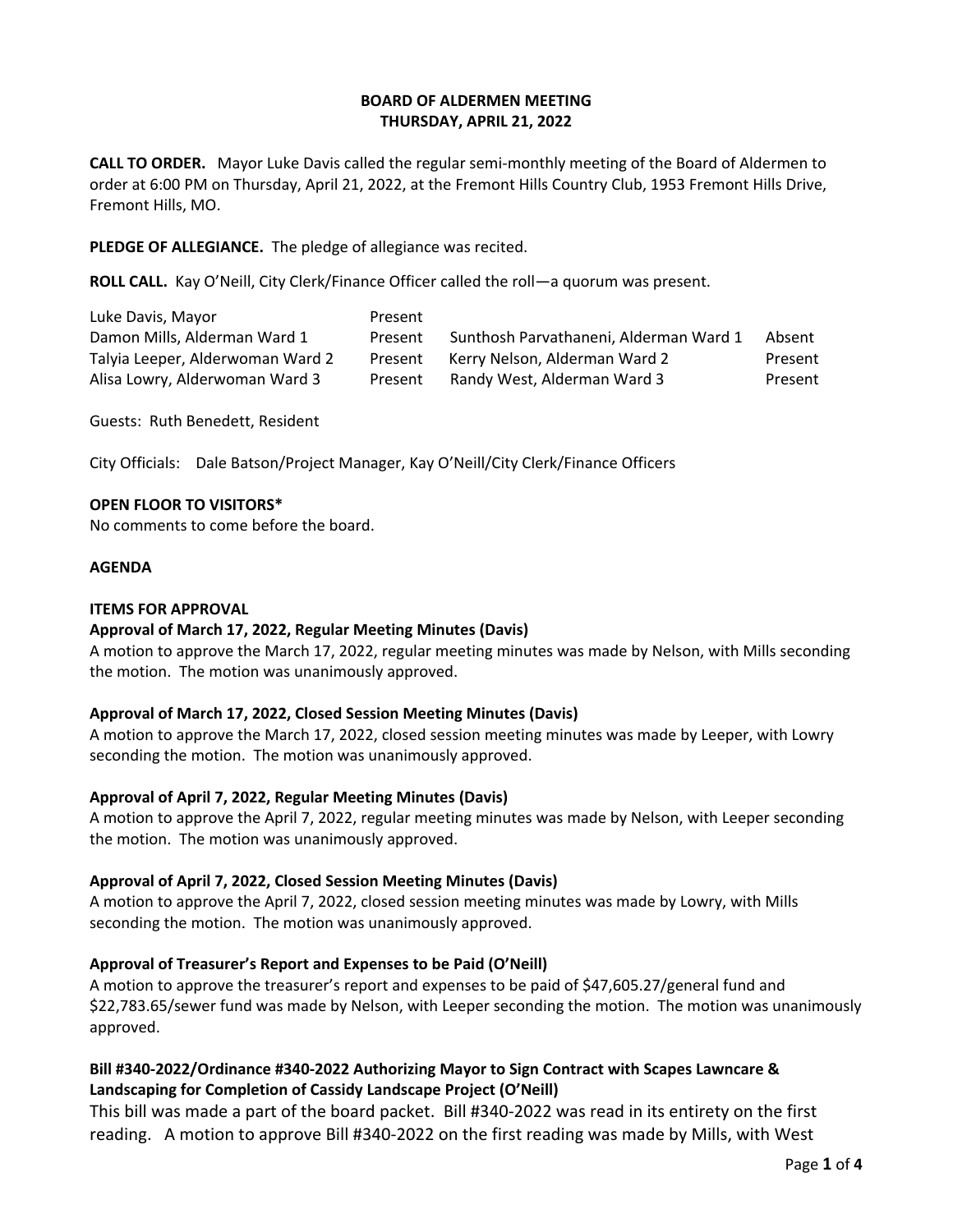**BOARD OF ALDERMEN MEETING**
**THURSDAY, APRIL 21, 2022**

**CALL TO ORDER.** Mayor Luke Davis called the regular semi-monthly meeting of the Board of Aldermen to order at 6:00 PM on Thursday, April 21, 2022, at the Fremont Hills Country Club, 1953 Fremont Hills Drive, Fremont Hills, MO.

**PLEDGE OF ALLEGIANCE.** The pledge of allegiance was recited.

**ROLL CALL.** Kay O'Neill, City Clerk/Finance Officer called the roll—a quorum was present.

| | | | |
|---|---|---|---|
| Luke Davis, Mayor | Present | | |
| Damon Mills, Alderman Ward 1 | Present | Sunthosh Parvathaneni, Alderman Ward 1 | Absent |
| Talyia Leeper, Alderwoman Ward 2 | Present | Kerry Nelson, Alderman Ward 2 | Present |
| Alisa Lowry, Alderwoman Ward 3 | Present | Randy West, Alderman Ward 3 | Present |

Guests: Ruth Benedett, Resident

City Officials: Dale Batson/Project Manager, Kay O'Neill/City Clerk/Finance Officers

**OPEN FLOOR TO VISITORS***
No comments to come before the board.

**AGENDA**

**ITEMS FOR APPROVAL**

**Approval of March 17, 2022, Regular Meeting Minutes (Davis)**
A motion to approve the March 17, 2022, regular meeting minutes was made by Nelson, with Mills seconding the motion. The motion was unanimously approved.

**Approval of March 17, 2022, Closed Session Meeting Minutes (Davis)**
A motion to approve the March 17, 2022, closed session meeting minutes was made by Leeper, with Lowry seconding the motion. The motion was unanimously approved.

**Approval of April 7, 2022, Regular Meeting Minutes (Davis)**
A motion to approve the April 7, 2022, regular meeting minutes was made by Nelson, with Leeper seconding the motion. The motion was unanimously approved.

**Approval of April 7, 2022, Closed Session Meeting Minutes (Davis)**
A motion to approve the April 7, 2022, closed session meeting minutes was made by Lowry, with Mills seconding the motion. The motion was unanimously approved.

**Approval of Treasurer's Report and Expenses to be Paid (O'Neill)**
A motion to approve the treasurer's report and expenses to be paid of $47,605.27/general fund and $22,783.65/sewer fund was made by Nelson, with Leeper seconding the motion. The motion was unanimously approved.

**Bill #340-2022/Ordinance #340-2022 Authorizing Mayor to Sign Contract with Scapes Lawncare & Landscaping for Completion of Cassidy Landscape Project (O'Neill)**
This bill was made a part of the board packet. Bill #340-2022 was read in its entirety on the first reading. A motion to approve Bill #340-2022 on the first reading was made by Mills, with West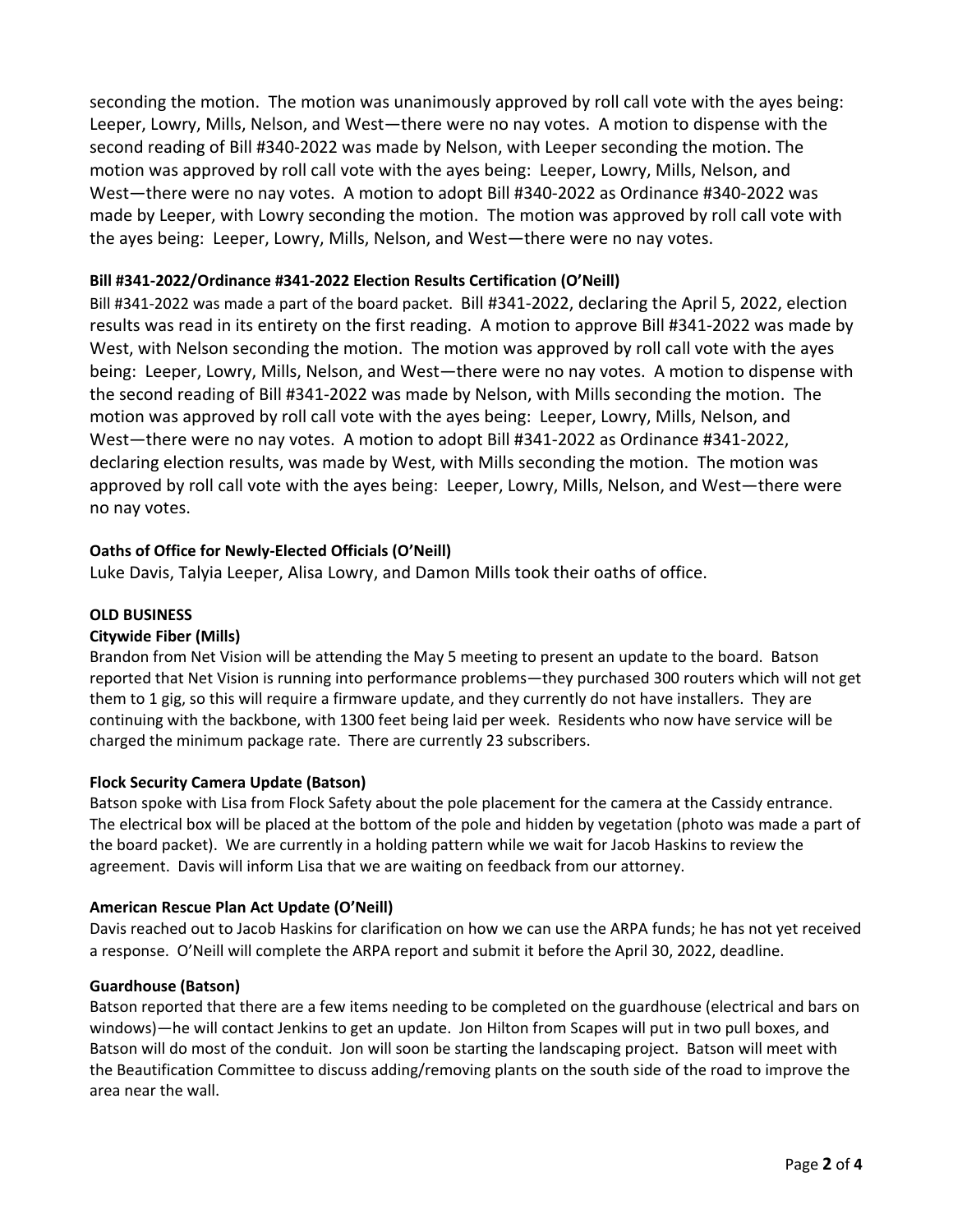seconding the motion. The motion was unanimously approved by roll call vote with the ayes being: Leeper, Lowry, Mills, Nelson, and West—there were no nay votes. A motion to dispense with the second reading of Bill #340-2022 was made by Nelson, with Leeper seconding the motion. The motion was approved by roll call vote with the ayes being: Leeper, Lowry, Mills, Nelson, and West—there were no nay votes. A motion to adopt Bill #340-2022 as Ordinance #340-2022 was made by Leeper, with Lowry seconding the motion. The motion was approved by roll call vote with the ayes being: Leeper, Lowry, Mills, Nelson, and West—there were no nay votes.

**Bill #341-2022/Ordinance #341-2022 Election Results Certification (O'Neill)**

Bill #341-2022 was made a part of the board packet. Bill #341-2022, declaring the April 5, 2022, election results was read in its entirety on the first reading. A motion to approve Bill #341-2022 was made by West, with Nelson seconding the motion. The motion was approved by roll call vote with the ayes being: Leeper, Lowry, Mills, Nelson, and West—there were no nay votes. A motion to dispense with the second reading of Bill #341-2022 was made by Nelson, with Mills seconding the motion. The motion was approved by roll call vote with the ayes being: Leeper, Lowry, Mills, Nelson, and West—there were no nay votes. A motion to adopt Bill #341-2022 as Ordinance #341-2022, declaring election results, was made by West, with Mills seconding the motion. The motion was approved by roll call vote with the ayes being: Leeper, Lowry, Mills, Nelson, and West—there were no nay votes.

**Oaths of Office for Newly-Elected Officials (O'Neill)**

Luke Davis, Talyia Leeper, Alisa Lowry, and Damon Mills took their oaths of office.

**OLD BUSINESS**

**Citywide Fiber (Mills)**

Brandon from Net Vision will be attending the May 5 meeting to present an update to the board. Batson reported that Net Vision is running into performance problems—they purchased 300 routers which will not get them to 1 gig, so this will require a firmware update, and they currently do not have installers. They are continuing with the backbone, with 1300 feet being laid per week. Residents who now have service will be charged the minimum package rate. There are currently 23 subscribers.

**Flock Security Camera Update (Batson)**

Batson spoke with Lisa from Flock Safety about the pole placement for the camera at the Cassidy entrance. The electrical box will be placed at the bottom of the pole and hidden by vegetation (photo was made a part of the board packet). We are currently in a holding pattern while we wait for Jacob Haskins to review the agreement. Davis will inform Lisa that we are waiting on feedback from our attorney.

**American Rescue Plan Act Update (O'Neill)**

Davis reached out to Jacob Haskins for clarification on how we can use the ARPA funds; he has not yet received a response. O'Neill will complete the ARPA report and submit it before the April 30, 2022, deadline.

**Guardhouse (Batson)**

Batson reported that there are a few items needing to be completed on the guardhouse (electrical and bars on windows)—he will contact Jenkins to get an update. Jon Hilton from Scapes will put in two pull boxes, and Batson will do most of the conduit. Jon will soon be starting the landscaping project. Batson will meet with the Beautification Committee to discuss adding/removing plants on the south side of the road to improve the area near the wall.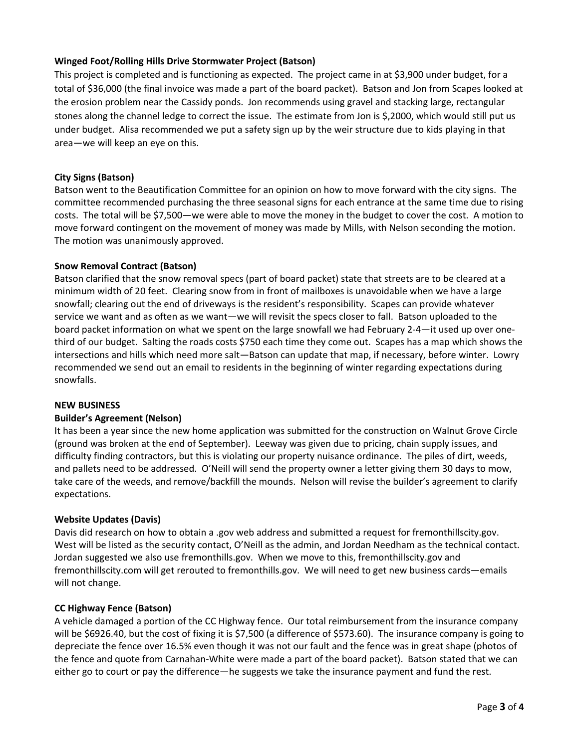**Winged Foot/Rolling Hills Drive Stormwater Project (Batson)**

This project is completed and is functioning as expected. The project came in at $3,900 under budget, for a total of $36,000 (the final invoice was made a part of the board packet). Batson and Jon from Scapes looked at the erosion problem near the Cassidy ponds. Jon recommends using gravel and stacking large, rectangular stones along the channel ledge to correct the issue. The estimate from Jon is $,2000, which would still put us under budget. Alisa recommended we put a safety sign up by the weir structure due to kids playing in that area—we will keep an eye on this.

**City Signs (Batson)**

Batson went to the Beautification Committee for an opinion on how to move forward with the city signs. The committee recommended purchasing the three seasonal signs for each entrance at the same time due to rising costs. The total will be $7,500—we were able to move the money in the budget to cover the cost. A motion to move forward contingent on the movement of money was made by Mills, with Nelson seconding the motion. The motion was unanimously approved.

**Snow Removal Contract (Batson)**

Batson clarified that the snow removal specs (part of board packet) state that streets are to be cleared at a minimum width of 20 feet. Clearing snow from in front of mailboxes is unavoidable when we have a large snowfall; clearing out the end of driveways is the resident's responsibility. Scapes can provide whatever service we want and as often as we want—we will revisit the specs closer to fall. Batson uploaded to the board packet information on what we spent on the large snowfall we had February 2-4—it used up over one-third of our budget. Salting the roads costs $750 each time they come out. Scapes has a map which shows the intersections and hills which need more salt—Batson can update that map, if necessary, before winter. Lowry recommended we send out an email to residents in the beginning of winter regarding expectations during snowfalls.

**NEW BUSINESS**

**Builder's Agreement (Nelson)**

It has been a year since the new home application was submitted for the construction on Walnut Grove Circle (ground was broken at the end of September). Leeway was given due to pricing, chain supply issues, and difficulty finding contractors, but this is violating our property nuisance ordinance. The piles of dirt, weeds, and pallets need to be addressed. O'Neill will send the property owner a letter giving them 30 days to mow, take care of the weeds, and remove/backfill the mounds. Nelson will revise the builder's agreement to clarify expectations.

**Website Updates (Davis)**

Davis did research on how to obtain a .gov web address and submitted a request for fremonthillscity.gov. West will be listed as the security contact, O'Neill as the admin, and Jordan Needham as the technical contact. Jordan suggested we also use fremonthills.gov. When we move to this, fremonthillscity.gov and fremonthillscity.com will get rerouted to fremonthills.gov. We will need to get new business cards—emails will not change.

**CC Highway Fence (Batson)**

A vehicle damaged a portion of the CC Highway fence. Our total reimbursement from the insurance company will be $6926.40, but the cost of fixing it is $7,500 (a difference of $573.60). The insurance company is going to depreciate the fence over 16.5% even though it was not our fault and the fence was in great shape (photos of the fence and quote from Carnahan-White were made a part of the board packet). Batson stated that we can either go to court or pay the difference—he suggests we take the insurance payment and fund the rest.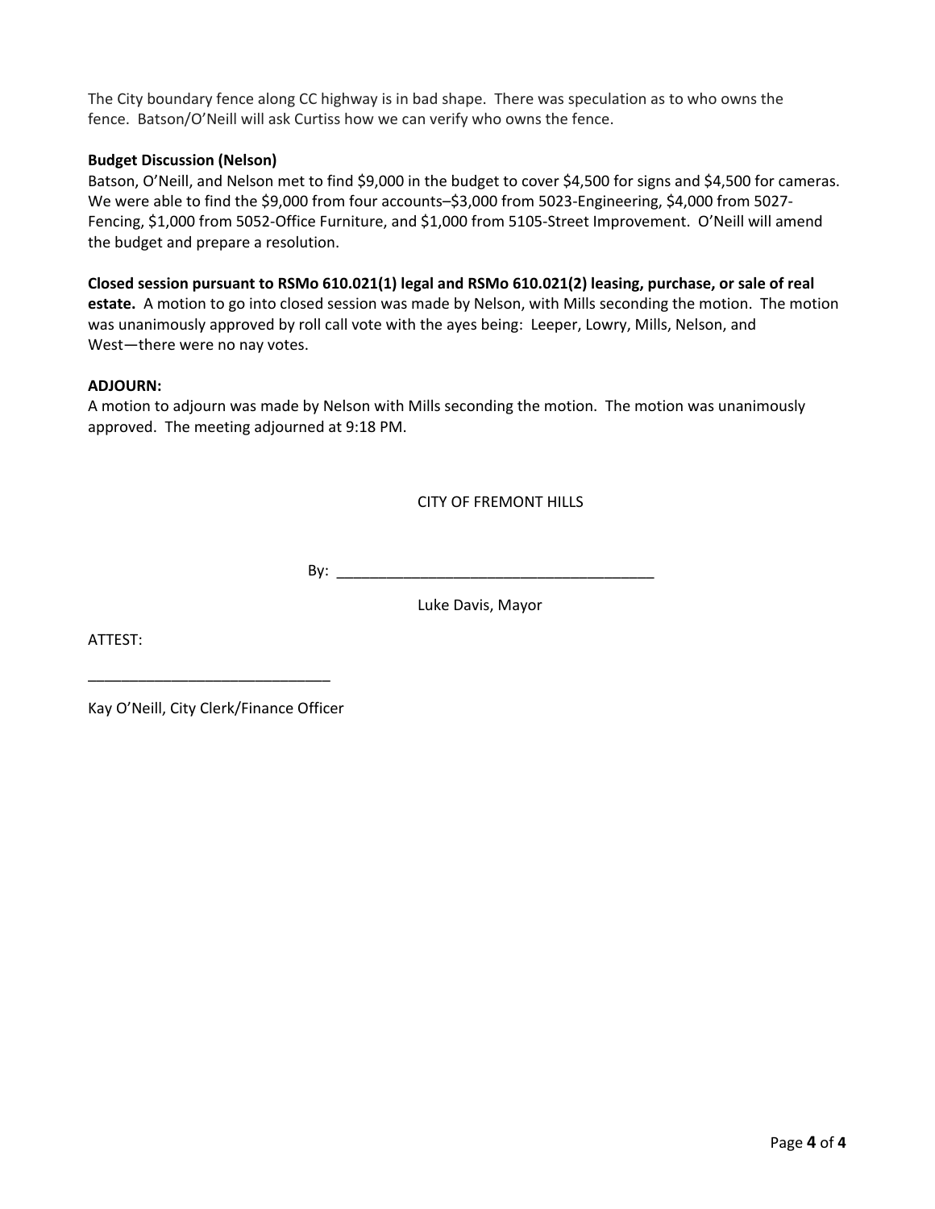The City boundary fence along CC highway is in bad shape. There was speculation as to who owns the fence. Batson/O'Neill will ask Curtiss how we can verify who owns the fence.

**Budget Discussion (Nelson)**
Batson, O'Neill, and Nelson met to find $9,000 in the budget to cover $4,500 for signs and $4,500 for cameras. We were able to find the $9,000 from four accounts–$3,000 from 5023-Engineering, $4,000 from 5027-Fencing, $1,000 from 5052-Office Furniture, and $1,000 from 5105-Street Improvement. O'Neill will amend the budget and prepare a resolution.

**Closed session pursuant to RSMo 610.021(1) legal and RSMo 610.021(2) leasing, purchase, or sale of real estate.** A motion to go into closed session was made by Nelson, with Mills seconding the motion. The motion was unanimously approved by roll call vote with the ayes being: Leeper, Lowry, Mills, Nelson, and West—there were no nay votes.

**ADJOURN:**
A motion to adjourn was made by Nelson with Mills seconding the motion. The motion was unanimously approved. The meeting adjourned at 9:18 PM.

CITY OF FREMONT HILLS

By: _______________________________________

Luke Davis, Mayor

ATTEST:

_____________________________

Kay O'Neill, City Clerk/Finance Officer